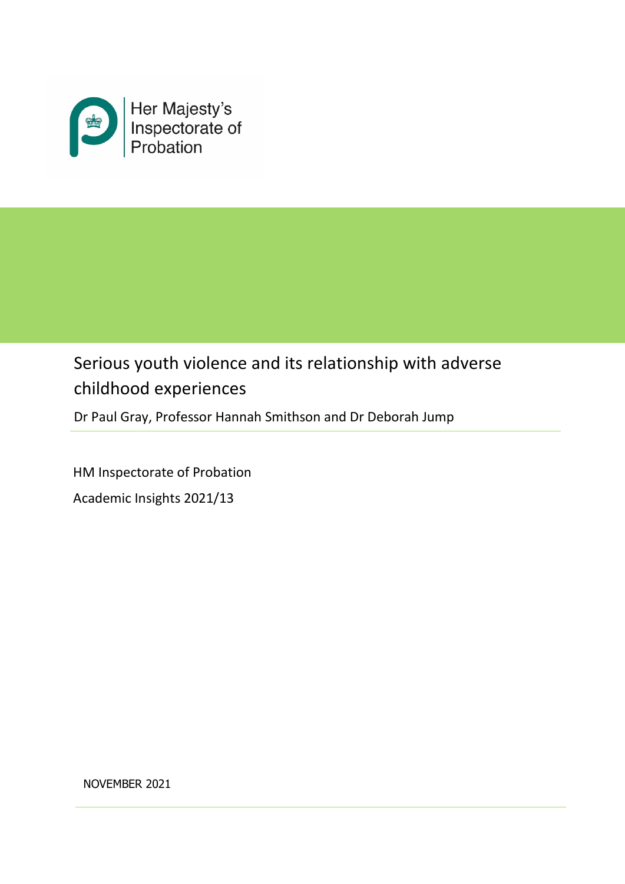Her Majesty's Inspectorate of Probation

# Serious youth violence and its relationship with adverse childhood experiences

Dr Paul Gray, Professor Hannah Smithson and Dr Deborah Jump

HM Inspectorate of Probation

Academic Insights 2021/13

NOVEMBER 2021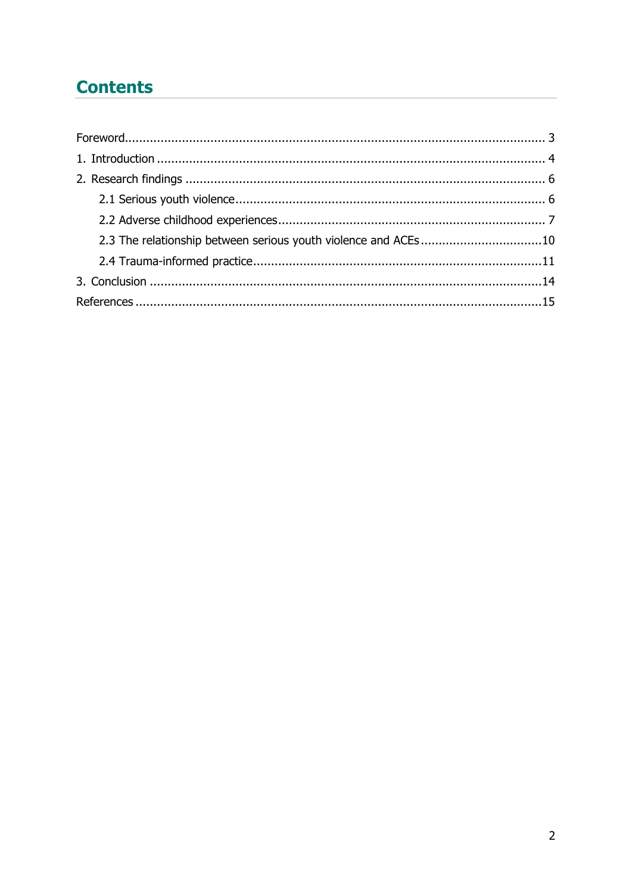## Contents

Foreword ........................................................................................................ 3
1. Introduction ................................................................................................ 4
2. Research findings ....................................................................................... 6
   2.1 Serious youth violence ........................................................................... 6
   2.2 Adverse childhood experiences ............................................................. 7
   2.3 The relationship between serious youth violence and ACEs .................. 10
   2.4 Trauma-informed practice ..................................................................... 11
3. Conclusion ................................................................................................ 14
References .................................................................................................... 15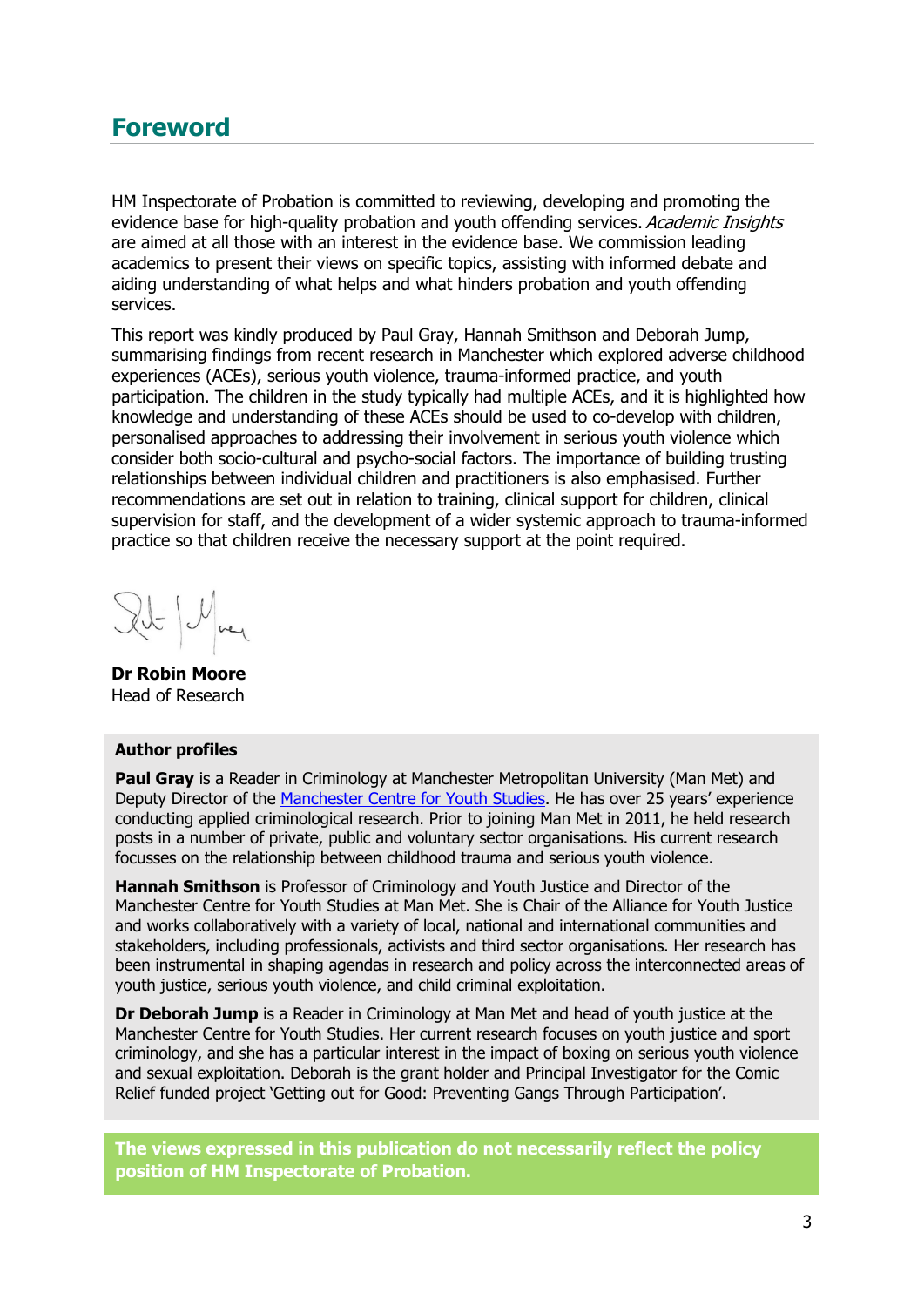## Foreword

HM Inspectorate of Probation is committed to reviewing, developing and promoting the evidence base for high-quality probation and youth offending services. *Academic Insights* are aimed at all those with an interest in the evidence base. We commission leading academics to present their views on specific topics, assisting with informed debate and aiding understanding of what helps and what hinders probation and youth offending services.

This report was kindly produced by Paul Gray, Hannah Smithson and Deborah Jump, summarising findings from recent research in Manchester which explored adverse childhood experiences (ACEs), serious youth violence, trauma-informed practice, and youth participation. The children in the study typically had multiple ACEs, and it is highlighted how knowledge and understanding of these ACEs should be used to co-develop with children, personalised approaches to addressing their involvement in serious youth violence which consider both socio-cultural and psycho-social factors. The importance of building trusting relationships between individual children and practitioners is also emphasised. Further recommendations are set out in relation to training, clinical support for children, clinical supervision for staff, and the development of a wider systemic approach to trauma-informed practice so that children receive the necessary support at the point required.

**Dr Robin Moore**
Head of Research

**Author profiles**

**Paul Gray** is a Reader in Criminology at Manchester Metropolitan University (Man Met) and Deputy Director of the Manchester Centre for Youth Studies. He has over 25 years' experience conducting applied criminological research. Prior to joining Man Met in 2011, he held research posts in a number of private, public and voluntary sector organisations. His current research focusses on the relationship between childhood trauma and serious youth violence.

**Hannah Smithson** is Professor of Criminology and Youth Justice and Director of the Manchester Centre for Youth Studies at Man Met. She is Chair of the Alliance for Youth Justice and works collaboratively with a variety of local, national and international communities and stakeholders, including professionals, activists and third sector organisations. Her research has been instrumental in shaping agendas in research and policy across the interconnected areas of youth justice, serious youth violence, and child criminal exploitation.

**Dr Deborah Jump** is a Reader in Criminology at Man Met and head of youth justice at the Manchester Centre for Youth Studies. Her current research focuses on youth justice and sport criminology, and she has a particular interest in the impact of boxing on serious youth violence and sexual exploitation. Deborah is the grant holder and Principal Investigator for the Comic Relief funded project 'Getting out for Good: Preventing Gangs Through Participation'.

**The views expressed in this publication do not necessarily reflect the policy position of HM Inspectorate of Probation.**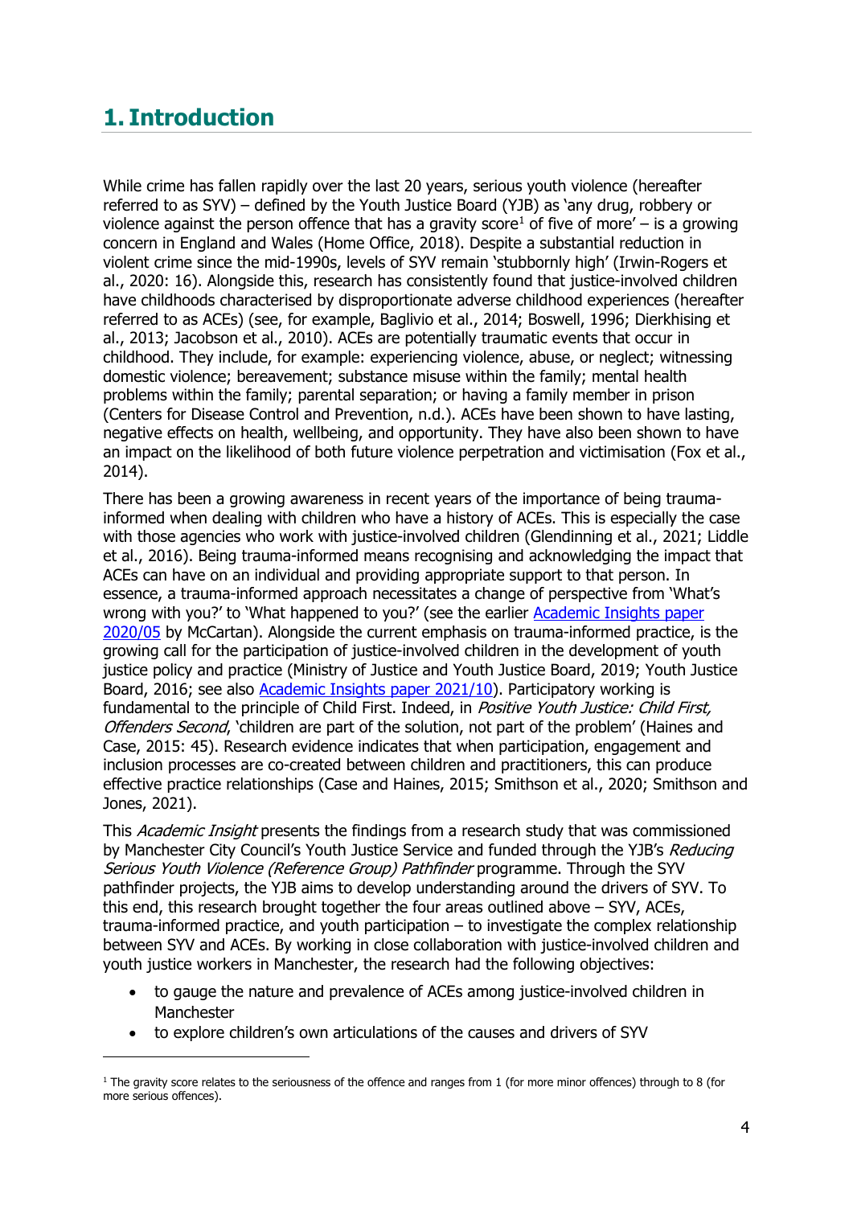# 1. Introduction

While crime has fallen rapidly over the last 20 years, serious youth violence (hereafter referred to as SYV) – defined by the Youth Justice Board (YJB) as 'any drug, robbery or violence against the person offence that has a gravity score[1] of five of more' – is a growing concern in England and Wales (Home Office, 2018). Despite a substantial reduction in violent crime since the mid-1990s, levels of SYV remain 'stubbornly high' (Irwin-Rogers et al., 2020: 16). Alongside this, research has consistently found that justice-involved children have childhoods characterised by disproportionate adverse childhood experiences (hereafter referred to as ACEs) (see, for example, Baglivio et al., 2014; Boswell, 1996; Dierkhising et al., 2013; Jacobson et al., 2010). ACEs are potentially traumatic events that occur in childhood. They include, for example: experiencing violence, abuse, or neglect; witnessing domestic violence; bereavement; substance misuse within the family; mental health problems within the family; parental separation; or having a family member in prison (Centers for Disease Control and Prevention, n.d.). ACEs have been shown to have lasting, negative effects on health, wellbeing, and opportunity. They have also been shown to have an impact on the likelihood of both future violence perpetration and victimisation (Fox et al., 2014).

There has been a growing awareness in recent years of the importance of being trauma-informed when dealing with children who have a history of ACEs. This is especially the case with those agencies who work with justice-involved children (Glendinning et al., 2021; Liddle et al., 2016). Being trauma-informed means recognising and acknowledging the impact that ACEs can have on an individual and providing appropriate support to that person. In essence, a trauma-informed approach necessitates a change of perspective from 'What's wrong with you?' to 'What happened to you?' (see the earlier [Academic Insights paper 2020/05]() by McCartan). Alongside the current emphasis on trauma-informed practice, is the growing call for the participation of justice-involved children in the development of youth justice policy and practice (Ministry of Justice and Youth Justice Board, 2019; Youth Justice Board, 2016; see also [Academic Insights paper 2021/10]()). Participatory working is fundamental to the principle of Child First. Indeed, in *Positive Youth Justice: Child First, Offenders Second*, 'children are part of the solution, not part of the problem' (Haines and Case, 2015: 45). Research evidence indicates that when participation, engagement and inclusion processes are co-created between children and practitioners, this can produce effective practice relationships (Case and Haines, 2015; Smithson et al., 2020; Smithson and Jones, 2021).

This *Academic Insight* presents the findings from a research study that was commissioned by Manchester City Council's Youth Justice Service and funded through the YJB's *Reducing Serious Youth Violence (Reference Group) Pathfinder* programme. Through the SYV pathfinder projects, the YJB aims to develop understanding around the drivers of SYV. To this end, this research brought together the four areas outlined above – SYV, ACEs, trauma-informed practice, and youth participation – to investigate the complex relationship between SYV and ACEs. By working in close collaboration with justice-involved children and youth justice workers in Manchester, the research had the following objectives:

- to gauge the nature and prevalence of ACEs among justice-involved children in Manchester
- to explore children's own articulations of the causes and drivers of SYV

[1] The gravity score relates to the seriousness of the offence and ranges from 1 (for more minor offences) through to 8 (for more serious offences).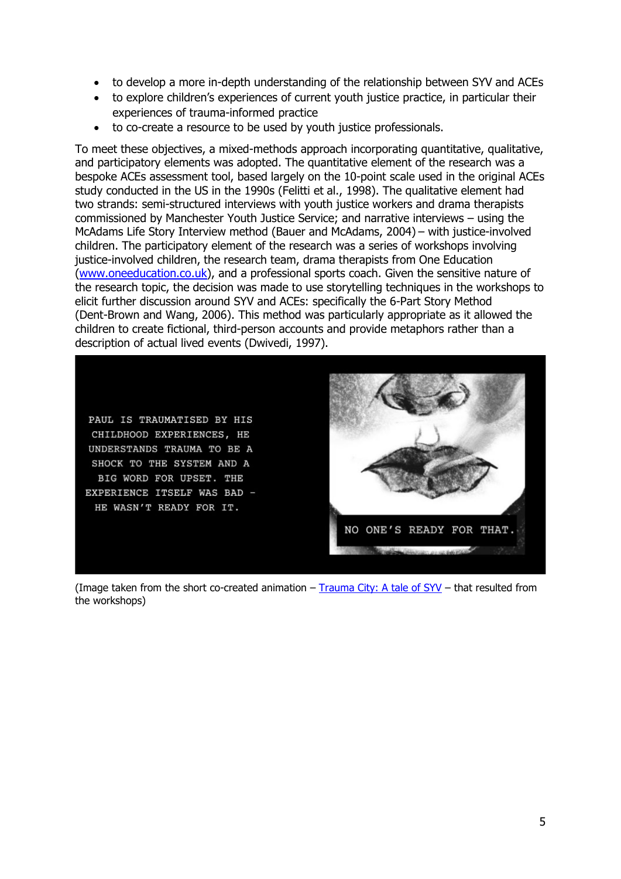- to develop a more in-depth understanding of the relationship between SYV and ACEs
- to explore children's experiences of current youth justice practice, in particular their experiences of trauma-informed practice
- to co-create a resource to be used by youth justice professionals.

To meet these objectives, a mixed-methods approach incorporating quantitative, qualitative, and participatory elements was adopted. The quantitative element of the research was a bespoke ACEs assessment tool, based largely on the 10-point scale used in the original ACEs study conducted in the US in the 1990s (Felitti et al., 1998). The qualitative element had two strands: semi-structured interviews with youth justice workers and drama therapists commissioned by Manchester Youth Justice Service; and narrative interviews – using the McAdams Life Story Interview method (Bauer and McAdams, 2004) – with justice-involved children. The participatory element of the research was a series of workshops involving justice-involved children, the research team, drama therapists from One Education (www.oneeducation.co.uk), and a professional sports coach. Given the sensitive nature of the research topic, the decision was made to use storytelling techniques in the workshops to elicit further discussion around SYV and ACEs: specifically the 6-Part Story Method (Dent-Brown and Wang, 2006). This method was particularly appropriate as it allowed the children to create fictional, third-person accounts and provide metaphors rather than a description of actual lived events (Dwivedi, 1997).

PAUL IS TRAUMATISED BY HIS CHILDHOOD EXPERIENCES, HE UNDERSTANDS TRAUMA TO BE A SHOCK TO THE SYSTEM AND A BIG WORD FOR UPSET. THE EXPERIENCE ITSELF WAS BAD - HE WASN'T READY FOR IT.

NO ONE'S READY FOR THAT.

(Image taken from the short co-created animation – Trauma City: A tale of SYV – that resulted from the workshops)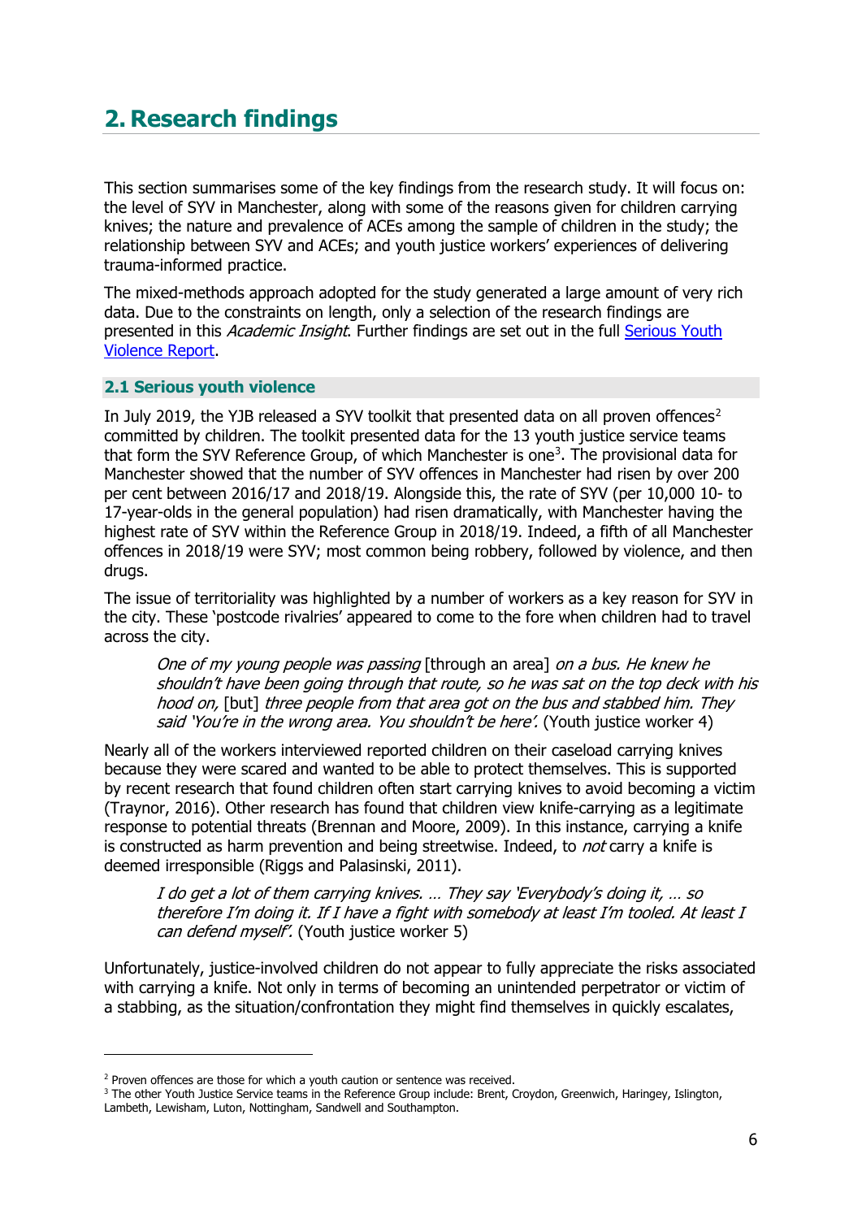# 2. Research findings

This section summarises some of the key findings from the research study. It will focus on: the level of SYV in Manchester, along with some of the reasons given for children carrying knives; the nature and prevalence of ACEs among the sample of children in the study; the relationship between SYV and ACEs; and youth justice workers' experiences of delivering trauma-informed practice.

The mixed-methods approach adopted for the study generated a large amount of very rich data. Due to the constraints on length, only a selection of the research findings are presented in this *Academic Insight*. Further findings are set out in the full [Serious Youth Violence Report](#).

## 2.1 Serious youth violence

In July 2019, the YJB released a SYV toolkit that presented data on all proven offences[2] committed by children. The toolkit presented data for the 13 youth justice service teams that form the SYV Reference Group, of which Manchester is one[3]. The provisional data for Manchester showed that the number of SYV offences in Manchester had risen by over 200 per cent between 2016/17 and 2018/19. Alongside this, the rate of SYV (per 10,000 10- to 17-year-olds in the general population) had risen dramatically, with Manchester having the highest rate of SYV within the Reference Group in 2018/19. Indeed, a fifth of all Manchester offences in 2018/19 were SYV; most common being robbery, followed by violence, and then drugs.

The issue of territoriality was highlighted by a number of workers as a key reason for SYV in the city. These 'postcode rivalries' appeared to come to the fore when children had to travel across the city.

> *One of my young people was passing* [through an area] *on a bus. He knew he shouldn't have been going through that route, so he was sat on the top deck with his hood on,* [but] *three people from that area got on the bus and stabbed him. They said 'You're in the wrong area. You shouldn't be here'.* (Youth justice worker 4)

Nearly all of the workers interviewed reported children on their caseload carrying knives because they were scared and wanted to be able to protect themselves. This is supported by recent research that found children often start carrying knives to avoid becoming a victim (Traynor, 2016). Other research has found that children view knife-carrying as a legitimate response to potential threats (Brennan and Moore, 2009). In this instance, carrying a knife is constructed as harm prevention and being streetwise. Indeed, to *not* carry a knife is deemed irresponsible (Riggs and Palasinski, 2011).

> *I do get a lot of them carrying knives. … They say 'Everybody's doing it, … so therefore I'm doing it. If I have a fight with somebody at least I'm tooled. At least I can defend myself'.* (Youth justice worker 5)

Unfortunately, justice-involved children do not appear to fully appreciate the risks associated with carrying a knife. Not only in terms of becoming an unintended perpetrator or victim of a stabbing, as the situation/confrontation they might find themselves in quickly escalates,

[2] Proven offences are those for which a youth caution or sentence was received.

[3] The other Youth Justice Service teams in the Reference Group include: Brent, Croydon, Greenwich, Haringey, Islington, Lambeth, Lewisham, Luton, Nottingham, Sandwell and Southampton.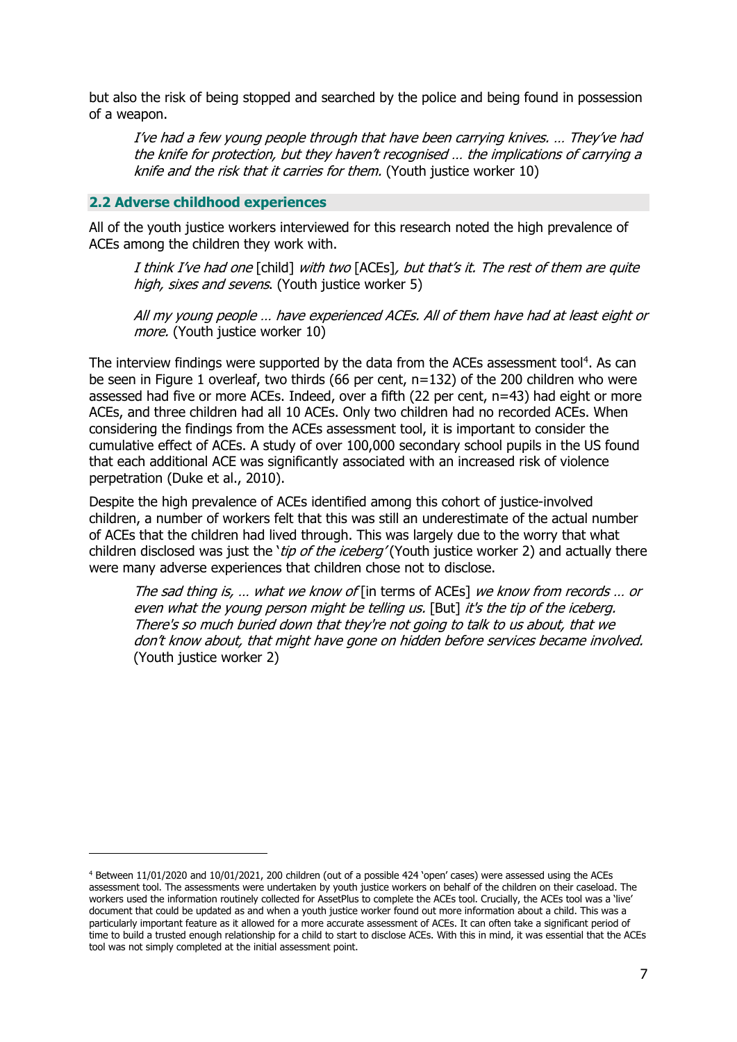but also the risk of being stopped and searched by the police and being found in possession of a weapon.

> *I've had a few young people through that have been carrying knives. … They've had the knife for protection, but they haven't recognised … the implications of carrying a knife and the risk that it carries for them.* (Youth justice worker 10)

## 2.2 Adverse childhood experiences

All of the youth justice workers interviewed for this research noted the high prevalence of ACEs among the children they work with.

> *I think I've had one* [child] *with two* [ACEs]*, but that's it. The rest of them are quite high, sixes and sevens*. (Youth justice worker 5)

> *All my young people … have experienced ACEs. All of them have had at least eight or more.* (Youth justice worker 10)

The interview findings were supported by the data from the ACEs assessment tool[4]. As can be seen in Figure 1 overleaf, two thirds (66 per cent, n=132) of the 200 children who were assessed had five or more ACEs. Indeed, over a fifth (22 per cent, n=43) had eight or more ACEs, and three children had all 10 ACEs. Only two children had no recorded ACEs. When considering the findings from the ACEs assessment tool, it is important to consider the cumulative effect of ACEs. A study of over 100,000 secondary school pupils in the US found that each additional ACE was significantly associated with an increased risk of violence perpetration (Duke et al., 2010).

Despite the high prevalence of ACEs identified among this cohort of justice-involved children, a number of workers felt that this was still an underestimate of the actual number of ACEs that the children had lived through. This was largely due to the worry that what children disclosed was just the '*tip of the iceberg*' (Youth justice worker 2) and actually there were many adverse experiences that children chose not to disclose.

> *The sad thing is, … what we know of* [in terms of ACEs] *we know from records … or even what the young person might be telling us.* [But] *it's the tip of the iceberg. There's so much buried down that they're not going to talk to us about, that we don't know about, that might have gone on hidden before services became involved.* (Youth justice worker 2)

---

[4] Between 11/01/2020 and 10/01/2021, 200 children (out of a possible 424 'open' cases) were assessed using the ACEs assessment tool. The assessments were undertaken by youth justice workers on behalf of the children on their caseload. The workers used the information routinely collected for AssetPlus to complete the ACEs tool. Crucially, the ACEs tool was a 'live' document that could be updated as and when a youth justice worker found out more information about a child. This was a particularly important feature as it allowed for a more accurate assessment of ACEs. It can often take a significant period of time to build a trusted enough relationship for a child to start to disclose ACEs. With this in mind, it was essential that the ACEs tool was not simply completed at the initial assessment point.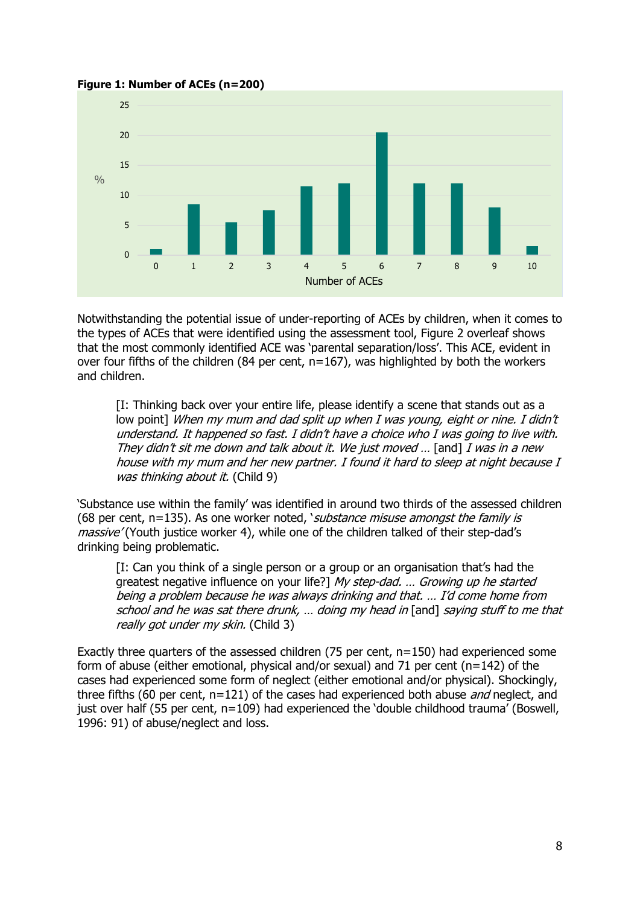**Figure 1: Number of ACEs (n=200)**

Notwithstanding the potential issue of under-reporting of ACEs by children, when it comes to the types of ACEs that were identified using the assessment tool, Figure 2 overleaf shows that the most commonly identified ACE was 'parental separation/loss'. This ACE, evident in over four fifths of the children (84 per cent, n=167), was highlighted by both the workers and children.

> [I: Thinking back over your entire life, please identify a scene that stands out as a low point] *When my mum and dad split up when I was young, eight or nine. I didn't understand. It happened so fast. I didn't have a choice who I was going to live with. They didn't sit me down and talk about it. We just moved …* [and] *I was in a new house with my mum and her new partner. I found it hard to sleep at night because I was thinking about it.* (Child 9)

'Substance use within the family' was identified in around two thirds of the assessed children (68 per cent, n=135). As one worker noted, '*substance misuse amongst the family is massive*' (Youth justice worker 4), while one of the children talked of their step-dad's drinking being problematic.

> [I: Can you think of a single person or a group or an organisation that's had the greatest negative influence on your life?] *My step-dad. … Growing up he started being a problem because he was always drinking and that. … I'd come home from school and he was sat there drunk, … doing my head in* [and] *saying stuff to me that really got under my skin.* (Child 3)

Exactly three quarters of the assessed children (75 per cent, n=150) had experienced some form of abuse (either emotional, physical and/or sexual) and 71 per cent (n=142) of the cases had experienced some form of neglect (either emotional and/or physical). Shockingly, three fifths (60 per cent, n=121) of the cases had experienced both abuse *and* neglect, and just over half (55 per cent, n=109) had experienced the 'double childhood trauma' (Boswell, 1996: 91) of abuse/neglect and loss.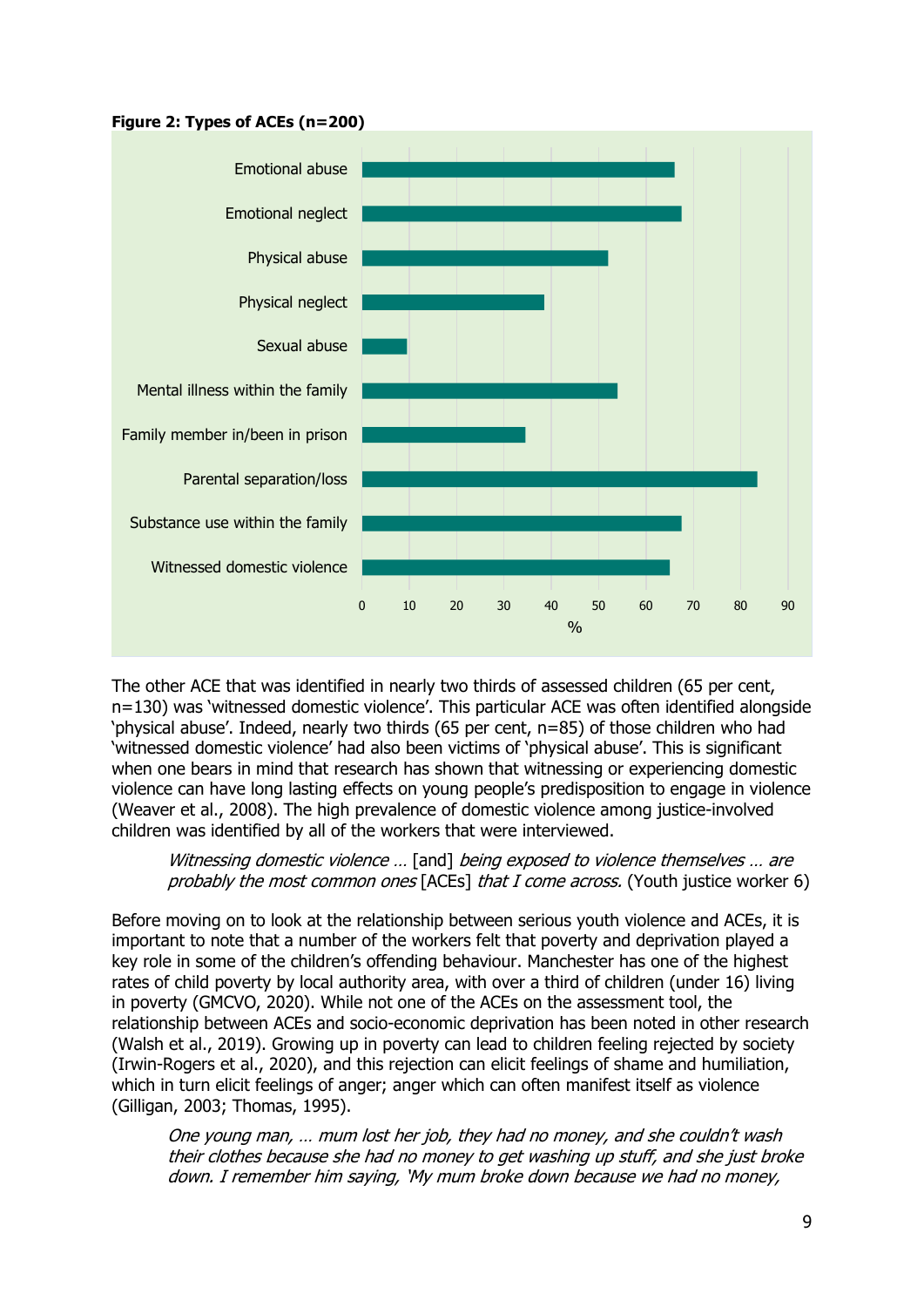**Figure 2: Types of ACEs (n=200)**

The other ACE that was identified in nearly two thirds of assessed children (65 per cent, n=130) was 'witnessed domestic violence'. This particular ACE was often identified alongside 'physical abuse'. Indeed, nearly two thirds (65 per cent, n=85) of those children who had 'witnessed domestic violence' had also been victims of 'physical abuse'. This is significant when one bears in mind that research has shown that witnessing or experiencing domestic violence can have long lasting effects on young people's predisposition to engage in violence (Weaver et al., 2008). The high prevalence of domestic violence among justice-involved children was identified by all of the workers that were interviewed.

> *Witnessing domestic violence …* [and] *being exposed to violence themselves … are probably the most common ones* [ACEs] *that I come across.* (Youth justice worker 6)

Before moving on to look at the relationship between serious youth violence and ACEs, it is important to note that a number of the workers felt that poverty and deprivation played a key role in some of the children's offending behaviour. Manchester has one of the highest rates of child poverty by local authority area, with over a third of children (under 16) living in poverty (GMCVO, 2020). While not one of the ACEs on the assessment tool, the relationship between ACEs and socio-economic deprivation has been noted in other research (Walsh et al., 2019). Growing up in poverty can lead to children feeling rejected by society (Irwin-Rogers et al., 2020), and this rejection can elicit feelings of shame and humiliation, which in turn elicit feelings of anger; anger which can often manifest itself as violence (Gilligan, 2003; Thomas, 1995).

> *One young man, … mum lost her job, they had no money, and she couldn't wash their clothes because she had no money to get washing up stuff, and she just broke down. I remember him saying, 'My mum broke down because we had no money,*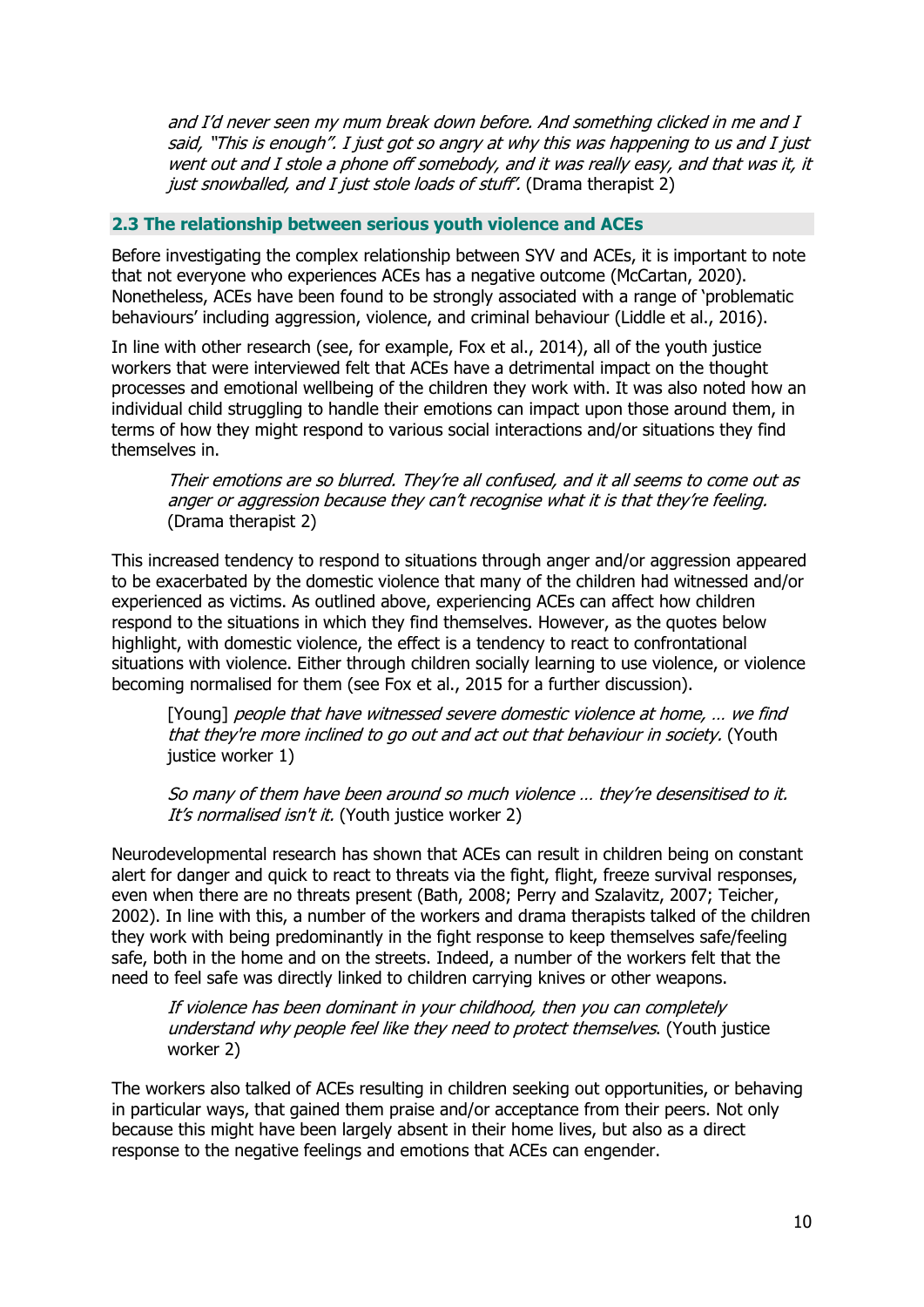*and I'd never seen my mum break down before. And something clicked in me and I said, "This is enough". I just got so angry at why this was happening to us and I just went out and I stole a phone off somebody, and it was really easy, and that was it, it just snowballed, and I just stole loads of stuff'.* (Drama therapist 2)

### 2.3 The relationship between serious youth violence and ACEs

Before investigating the complex relationship between SYV and ACEs, it is important to note that not everyone who experiences ACEs has a negative outcome (McCartan, 2020). Nonetheless, ACEs have been found to be strongly associated with a range of 'problematic behaviours' including aggression, violence, and criminal behaviour (Liddle et al., 2016).

In line with other research (see, for example, Fox et al., 2014), all of the youth justice workers that were interviewed felt that ACEs have a detrimental impact on the thought processes and emotional wellbeing of the children they work with. It was also noted how an individual child struggling to handle their emotions can impact upon those around them, in terms of how they might respond to various social interactions and/or situations they find themselves in.

> *Their emotions are so blurred. They're all confused, and it all seems to come out as anger or aggression because they can't recognise what it is that they're feeling.* (Drama therapist 2)

This increased tendency to respond to situations through anger and/or aggression appeared to be exacerbated by the domestic violence that many of the children had witnessed and/or experienced as victims. As outlined above, experiencing ACEs can affect how children respond to the situations in which they find themselves. However, as the quotes below highlight, with domestic violence, the effect is a tendency to react to confrontational situations with violence. Either through children socially learning to use violence, or violence becoming normalised for them (see Fox et al., 2015 for a further discussion).

> [Young] *people that have witnessed severe domestic violence at home, … we find that they're more inclined to go out and act out that behaviour in society.* (Youth justice worker 1)

> *So many of them have been around so much violence … they're desensitised to it. It's normalised isn't it.* (Youth justice worker 2)

Neurodevelopmental research has shown that ACEs can result in children being on constant alert for danger and quick to react to threats via the fight, flight, freeze survival responses, even when there are no threats present (Bath, 2008; Perry and Szalavitz, 2007; Teicher, 2002). In line with this, a number of the workers and drama therapists talked of the children they work with being predominantly in the fight response to keep themselves safe/feeling safe, both in the home and on the streets. Indeed, a number of the workers felt that the need to feel safe was directly linked to children carrying knives or other weapons.

> *If violence has been dominant in your childhood, then you can completely understand why people feel like they need to protect themselves.* (Youth justice worker 2)

The workers also talked of ACEs resulting in children seeking out opportunities, or behaving in particular ways, that gained them praise and/or acceptance from their peers. Not only because this might have been largely absent in their home lives, but also as a direct response to the negative feelings and emotions that ACEs can engender.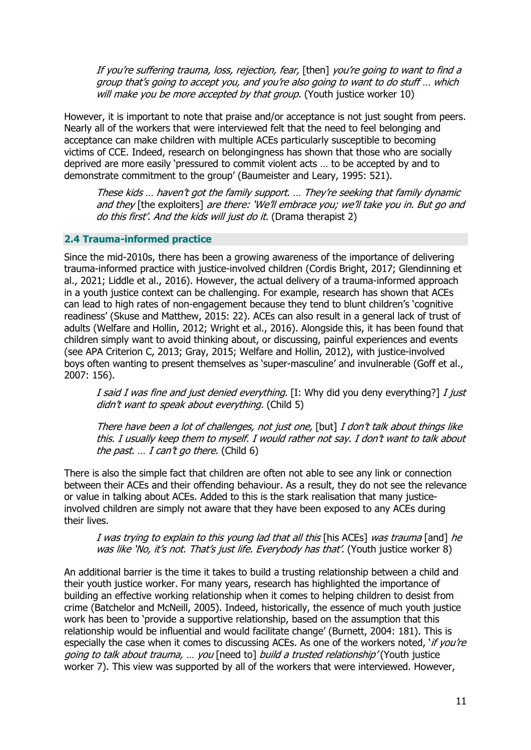> *If you're suffering trauma, loss, rejection, fear,* [then] *you're going to want to find a group that's going to accept you, and you're also going to want to do stuff … which will make you be more accepted by that group.* (Youth justice worker 10)

However, it is important to note that praise and/or acceptance is not just sought from peers. Nearly all of the workers that were interviewed felt that the need to feel belonging and acceptance can make children with multiple ACEs particularly susceptible to becoming victims of CCE. Indeed, research on belongingness has shown that those who are socially deprived are more easily 'pressured to commit violent acts … to be accepted by and to demonstrate commitment to the group' (Baumeister and Leary, 1995: 521).

> *These kids … haven't got the family support. … They're seeking that family dynamic and they* [the exploiters] *are there: 'We'll embrace you; we'll take you in. But go and do this first'. And the kids will just do it.* (Drama therapist 2)

### 2.4 Trauma-informed practice

Since the mid-2010s, there has been a growing awareness of the importance of delivering trauma-informed practice with justice-involved children (Cordis Bright, 2017; Glendinning et al., 2021; Liddle et al., 2016). However, the actual delivery of a trauma-informed approach in a youth justice context can be challenging. For example, research has shown that ACEs can lead to high rates of non-engagement because they tend to blunt children's 'cognitive readiness' (Skuse and Matthew, 2015: 22). ACEs can also result in a general lack of trust of adults (Welfare and Hollin, 2012; Wright et al., 2016). Alongside this, it has been found that children simply want to avoid thinking about, or discussing, painful experiences and events (see APA Criterion C, 2013; Gray, 2015; Welfare and Hollin, 2012), with justice-involved boys often wanting to present themselves as 'super-masculine' and invulnerable (Goff et al., 2007: 156).

> *I said I was fine and just denied everything.* [I: Why did you deny everything?] *I just didn't want to speak about everything.* (Child 5)

> *There have been a lot of challenges, not just one,* [but] *I don't talk about things like this. I usually keep them to myself. I would rather not say. I don't want to talk about the past. … I can't go there.* (Child 6)

There is also the simple fact that children are often not able to see any link or connection between their ACEs and their offending behaviour. As a result, they do not see the relevance or value in talking about ACEs. Added to this is the stark realisation that many justice-involved children are simply not aware that they have been exposed to any ACEs during their lives.

> *I was trying to explain to this young lad that all this* [his ACEs] *was trauma* [and] *he was like 'No, it's not. That's just life. Everybody has that'.* (Youth justice worker 8)

An additional barrier is the time it takes to build a trusting relationship between a child and their youth justice worker. For many years, research has highlighted the importance of building an effective working relationship when it comes to helping children to desist from crime (Batchelor and McNeill, 2005). Indeed, historically, the essence of much youth justice work has been to 'provide a supportive relationship, based on the assumption that this relationship would be influential and would facilitate change' (Burnett, 2004: 181). This is especially the case when it comes to discussing ACEs. As one of the workers noted, '*if you're going to talk about trauma, … you* [need to] *build a trusted relationship'* (Youth justice worker 7). This view was supported by all of the workers that were interviewed. However,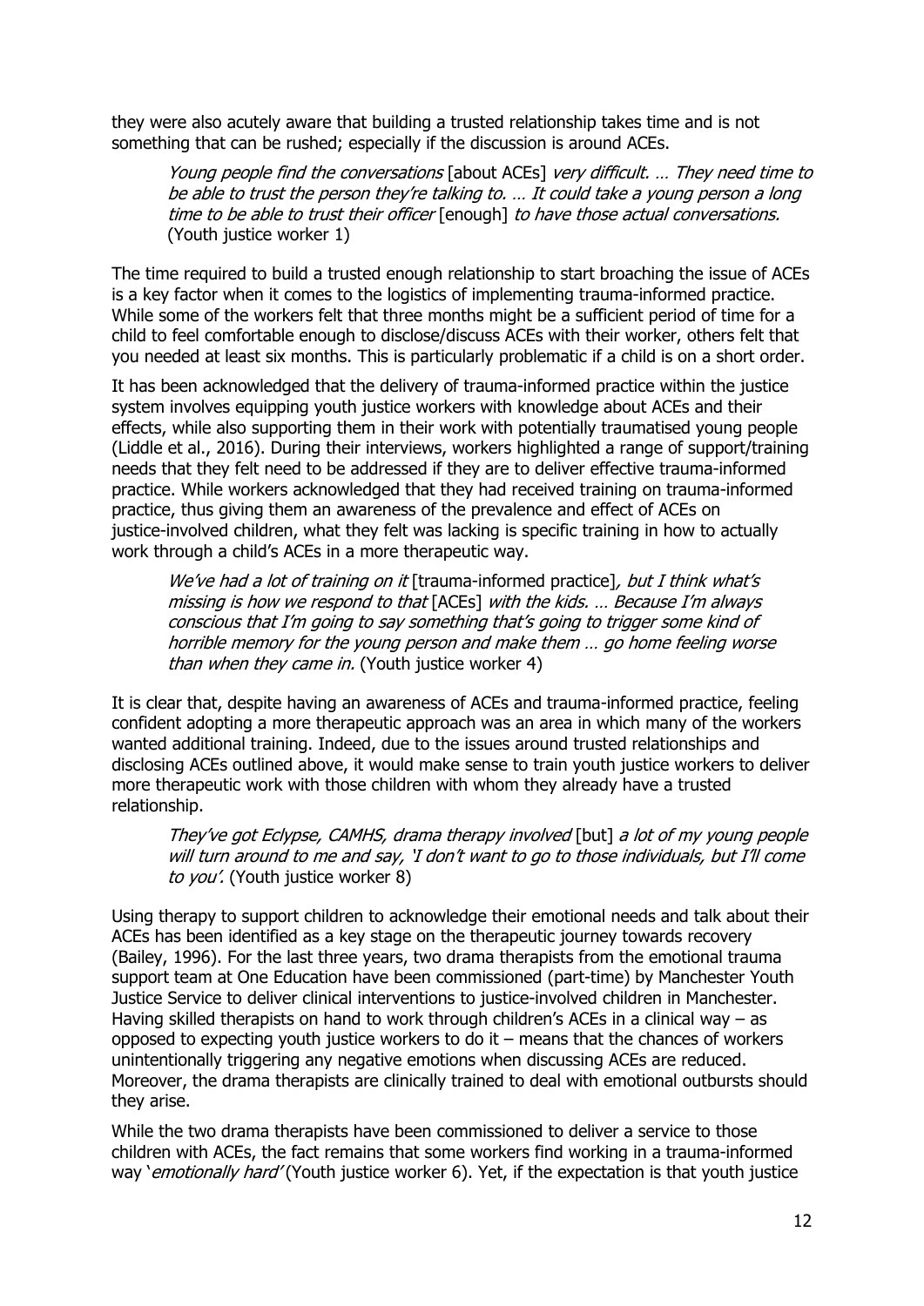they were also acutely aware that building a trusted relationship takes time and is not something that can be rushed; especially if the discussion is around ACEs.

> *Young people find the conversations* [about ACEs] *very difficult. … They need time to be able to trust the person they're talking to. … It could take a young person a long time to be able to trust their officer* [enough] *to have those actual conversations.* (Youth justice worker 1)

The time required to build a trusted enough relationship to start broaching the issue of ACEs is a key factor when it comes to the logistics of implementing trauma-informed practice. While some of the workers felt that three months might be a sufficient period of time for a child to feel comfortable enough to disclose/discuss ACEs with their worker, others felt that you needed at least six months. This is particularly problematic if a child is on a short order.

It has been acknowledged that the delivery of trauma-informed practice within the justice system involves equipping youth justice workers with knowledge about ACEs and their effects, while also supporting them in their work with potentially traumatised young people (Liddle et al., 2016). During their interviews, workers highlighted a range of support/training needs that they felt need to be addressed if they are to deliver effective trauma-informed practice. While workers acknowledged that they had received training on trauma-informed practice, thus giving them an awareness of the prevalence and effect of ACEs on justice-involved children, what they felt was lacking is specific training in how to actually work through a child's ACEs in a more therapeutic way.

> *We've had a lot of training on it* [trauma-informed practice]*, but I think what's missing is how we respond to that* [ACEs] *with the kids. … Because I'm always conscious that I'm going to say something that's going to trigger some kind of horrible memory for the young person and make them … go home feeling worse than when they came in.* (Youth justice worker 4)

It is clear that, despite having an awareness of ACEs and trauma-informed practice, feeling confident adopting a more therapeutic approach was an area in which many of the workers wanted additional training. Indeed, due to the issues around trusted relationships and disclosing ACEs outlined above, it would make sense to train youth justice workers to deliver more therapeutic work with those children with whom they already have a trusted relationship.

> *They've got Eclypse, CAMHS, drama therapy involved* [but] *a lot of my young people will turn around to me and say, 'I don't want to go to those individuals, but I'll come to you'.* (Youth justice worker 8)

Using therapy to support children to acknowledge their emotional needs and talk about their ACEs has been identified as a key stage on the therapeutic journey towards recovery (Bailey, 1996). For the last three years, two drama therapists from the emotional trauma support team at One Education have been commissioned (part-time) by Manchester Youth Justice Service to deliver clinical interventions to justice-involved children in Manchester. Having skilled therapists on hand to work through children's ACEs in a clinical way – as opposed to expecting youth justice workers to do it – means that the chances of workers unintentionally triggering any negative emotions when discussing ACEs are reduced. Moreover, the drama therapists are clinically trained to deal with emotional outbursts should they arise.

While the two drama therapists have been commissioned to deliver a service to those children with ACEs, the fact remains that some workers find working in a trauma-informed way '*emotionally hard*' (Youth justice worker 6). Yet, if the expectation is that youth justice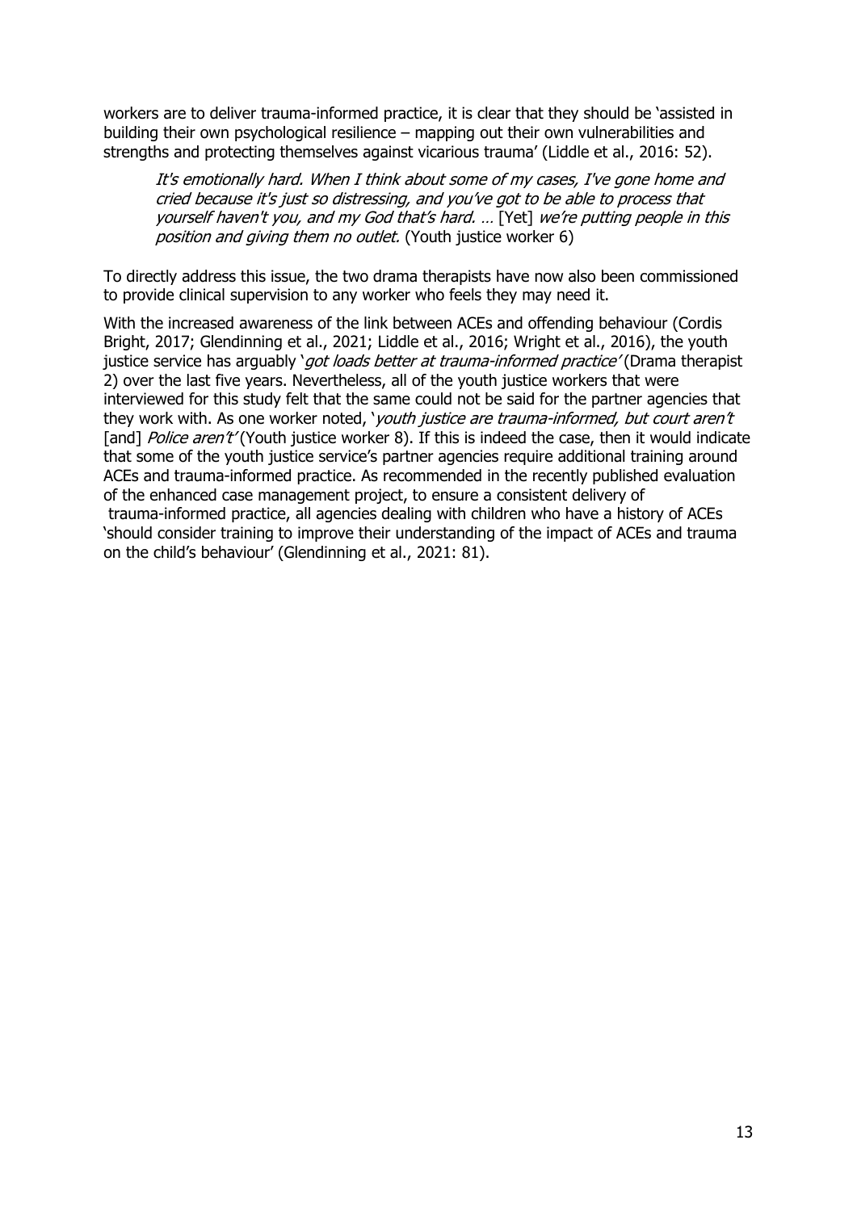workers are to deliver trauma-informed practice, it is clear that they should be 'assisted in building their own psychological resilience – mapping out their own vulnerabilities and strengths and protecting themselves against vicarious trauma' (Liddle et al., 2016: 52).

> *It's emotionally hard. When I think about some of my cases, I've gone home and cried because it's just so distressing, and you've got to be able to process that yourself haven't you, and my God that's hard. …* [Yet] *we're putting people in this position and giving them no outlet.* (Youth justice worker 6)

To directly address this issue, the two drama therapists have now also been commissioned to provide clinical supervision to any worker who feels they may need it.

With the increased awareness of the link between ACEs and offending behaviour (Cordis Bright, 2017; Glendinning et al., 2021; Liddle et al., 2016; Wright et al., 2016), the youth justice service has arguably '*got loads better at trauma-informed practice*' (Drama therapist 2) over the last five years. Nevertheless, all of the youth justice workers that were interviewed for this study felt that the same could not be said for the partner agencies that they work with. As one worker noted, '*youth justice are trauma-informed, but court aren't* [and] *Police aren't*' (Youth justice worker 8). If this is indeed the case, then it would indicate that some of the youth justice service's partner agencies require additional training around ACEs and trauma-informed practice. As recommended in the recently published evaluation of the enhanced case management project, to ensure a consistent delivery of trauma-informed practice, all agencies dealing with children who have a history of ACEs 'should consider training to improve their understanding of the impact of ACEs and trauma on the child's behaviour' (Glendinning et al., 2021: 81).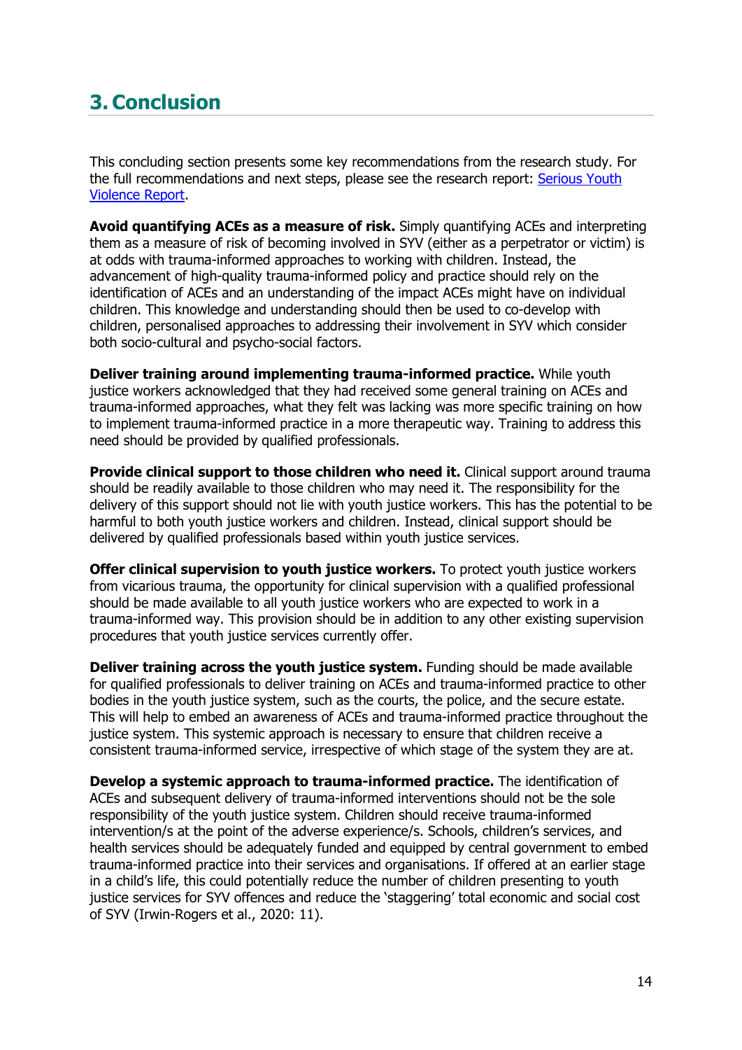# 3. Conclusion

This concluding section presents some key recommendations from the research study. For the full recommendations and next steps, please see the research report: [Serious Youth Violence Report](#).

**Avoid quantifying ACEs as a measure of risk.** Simply quantifying ACEs and interpreting them as a measure of risk of becoming involved in SYV (either as a perpetrator or victim) is at odds with trauma-informed approaches to working with children. Instead, the advancement of high-quality trauma-informed policy and practice should rely on the identification of ACEs and an understanding of the impact ACEs might have on individual children. This knowledge and understanding should then be used to co-develop with children, personalised approaches to addressing their involvement in SYV which consider both socio-cultural and psycho-social factors.

**Deliver training around implementing trauma-informed practice.** While youth justice workers acknowledged that they had received some general training on ACEs and trauma-informed approaches, what they felt was lacking was more specific training on how to implement trauma-informed practice in a more therapeutic way. Training to address this need should be provided by qualified professionals.

**Provide clinical support to those children who need it.** Clinical support around trauma should be readily available to those children who may need it. The responsibility for the delivery of this support should not lie with youth justice workers. This has the potential to be harmful to both youth justice workers and children. Instead, clinical support should be delivered by qualified professionals based within youth justice services.

**Offer clinical supervision to youth justice workers.** To protect youth justice workers from vicarious trauma, the opportunity for clinical supervision with a qualified professional should be made available to all youth justice workers who are expected to work in a trauma-informed way. This provision should be in addition to any other existing supervision procedures that youth justice services currently offer.

**Deliver training across the youth justice system.** Funding should be made available for qualified professionals to deliver training on ACEs and trauma-informed practice to other bodies in the youth justice system, such as the courts, the police, and the secure estate. This will help to embed an awareness of ACEs and trauma-informed practice throughout the justice system. This systemic approach is necessary to ensure that children receive a consistent trauma-informed service, irrespective of which stage of the system they are at.

**Develop a systemic approach to trauma-informed practice.** The identification of ACEs and subsequent delivery of trauma-informed interventions should not be the sole responsibility of the youth justice system. Children should receive trauma-informed intervention/s at the point of the adverse experience/s. Schools, children's services, and health services should be adequately funded and equipped by central government to embed trauma-informed practice into their services and organisations. If offered at an earlier stage in a child's life, this could potentially reduce the number of children presenting to youth justice services for SYV offences and reduce the 'staggering' total economic and social cost of SYV (Irwin-Rogers et al., 2020: 11).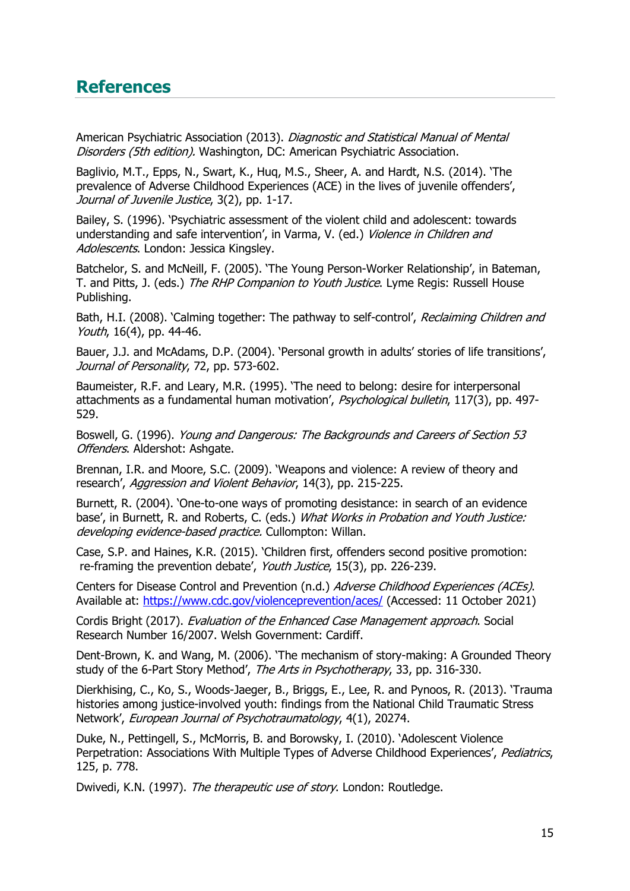## References

American Psychiatric Association (2013). *Diagnostic and Statistical Manual of Mental Disorders (5th edition).* Washington, DC: American Psychiatric Association.

Baglivio, M.T., Epps, N., Swart, K., Huq, M.S., Sheer, A. and Hardt, N.S. (2014). 'The prevalence of Adverse Childhood Experiences (ACE) in the lives of juvenile offenders', *Journal of Juvenile Justice*, 3(2), pp. 1-17.

Bailey, S. (1996). 'Psychiatric assessment of the violent child and adolescent: towards understanding and safe intervention', in Varma, V. (ed.) *Violence in Children and Adolescents*. London: Jessica Kingsley.

Batchelor, S. and McNeill, F. (2005). 'The Young Person-Worker Relationship', in Bateman, T. and Pitts, J. (eds.) *The RHP Companion to Youth Justice*. Lyme Regis: Russell House Publishing.

Bath, H.I. (2008). 'Calming together: The pathway to self-control', *Reclaiming Children and Youth*, 16(4), pp. 44-46.

Bauer, J.J. and McAdams, D.P. (2004). 'Personal growth in adults' stories of life transitions', *Journal of Personality*, 72, pp. 573-602.

Baumeister, R.F. and Leary, M.R. (1995). 'The need to belong: desire for interpersonal attachments as a fundamental human motivation', *Psychological bulletin*, 117(3), pp. 497-529.

Boswell, G. (1996). *Young and Dangerous: The Backgrounds and Careers of Section 53 Offenders*. Aldershot: Ashgate.

Brennan, I.R. and Moore, S.C. (2009). 'Weapons and violence: A review of theory and research', *Aggression and Violent Behavior*, 14(3), pp. 215-225.

Burnett, R. (2004). 'One-to-one ways of promoting desistance: in search of an evidence base', in Burnett, R. and Roberts, C. (eds.) *What Works in Probation and Youth Justice: developing evidence-based practice.* Cullompton: Willan.

Case, S.P. and Haines, K.R. (2015). 'Children first, offenders second positive promotion: re-framing the prevention debate', *Youth Justice*, 15(3), pp. 226-239.

Centers for Disease Control and Prevention (n.d.) *Adverse Childhood Experiences (ACEs)*. Available at: https://www.cdc.gov/violenceprevention/aces/ (Accessed: 11 October 2021)

Cordis Bright (2017). *Evaluation of the Enhanced Case Management approach*. Social Research Number 16/2007. Welsh Government: Cardiff.

Dent-Brown, K. and Wang, M. (2006). 'The mechanism of story-making: A Grounded Theory study of the 6-Part Story Method', *The Arts in Psychotherapy*, 33, pp. 316-330.

Dierkhising, C., Ko, S., Woods-Jaeger, B., Briggs, E., Lee, R. and Pynoos, R. (2013). 'Trauma histories among justice-involved youth: findings from the National Child Traumatic Stress Network', *European Journal of Psychotraumatology*, 4(1), 20274.

Duke, N., Pettingell, S., McMorris, B. and Borowsky, I. (2010). 'Adolescent Violence Perpetration: Associations With Multiple Types of Adverse Childhood Experiences', *Pediatrics*, 125, p. 778.

Dwivedi, K.N. (1997). *The therapeutic use of story*. London: Routledge.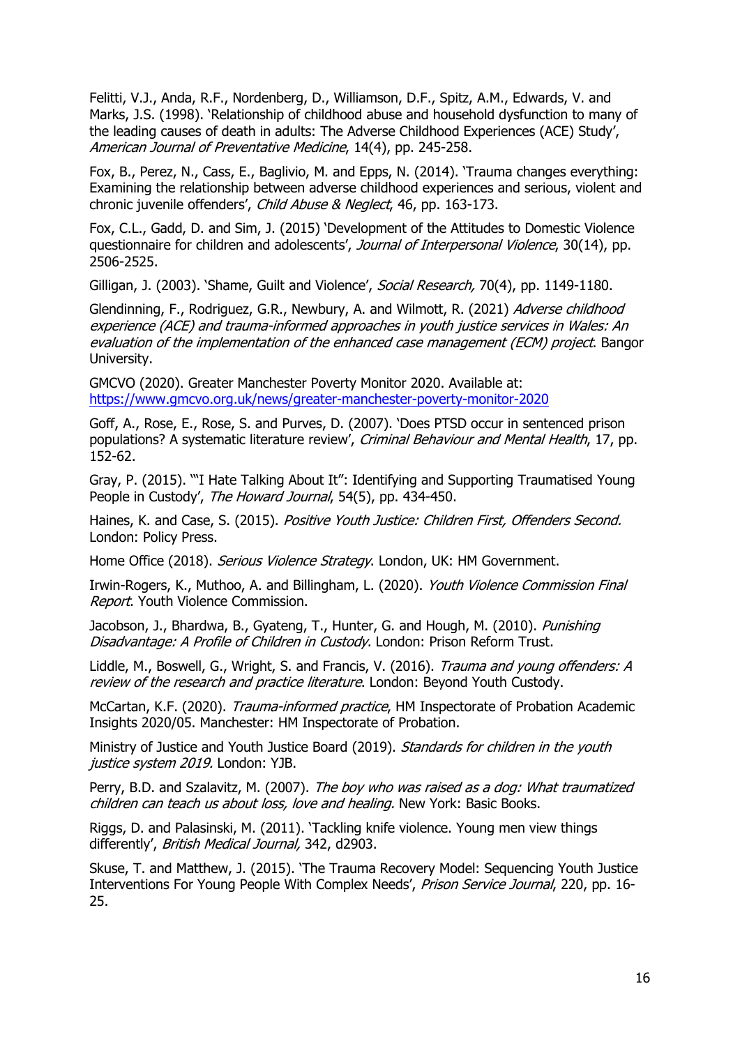Felitti, V.J., Anda, R.F., Nordenberg, D., Williamson, D.F., Spitz, A.M., Edwards, V. and Marks, J.S. (1998). 'Relationship of childhood abuse and household dysfunction to many of the leading causes of death in adults: The Adverse Childhood Experiences (ACE) Study', *American Journal of Preventative Medicine*, 14(4), pp. 245-258.

Fox, B., Perez, N., Cass, E., Baglivio, M. and Epps, N. (2014). 'Trauma changes everything: Examining the relationship between adverse childhood experiences and serious, violent and chronic juvenile offenders', *Child Abuse & Neglect*, 46, pp. 163-173.

Fox, C.L., Gadd, D. and Sim, J. (2015) 'Development of the Attitudes to Domestic Violence questionnaire for children and adolescents', *Journal of Interpersonal Violence*, 30(14), pp. 2506-2525.

Gilligan, J. (2003). 'Shame, Guilt and Violence', *Social Research,* 70(4), pp. 1149-1180.

Glendinning, F., Rodriguez, G.R., Newbury, A. and Wilmott, R. (2021) *Adverse childhood experience (ACE) and trauma-informed approaches in youth justice services in Wales: An evaluation of the implementation of the enhanced case management (ECM) project*. Bangor University.

GMCVO (2020). Greater Manchester Poverty Monitor 2020. Available at: https://www.gmcvo.org.uk/news/greater-manchester-poverty-monitor-2020

Goff, A., Rose, E., Rose, S. and Purves, D. (2007). 'Does PTSD occur in sentenced prison populations? A systematic literature review', *Criminal Behaviour and Mental Health*, 17, pp. 152-62.

Gray, P. (2015). '"I Hate Talking About It": Identifying and Supporting Traumatised Young People in Custody', *The Howard Journal*, 54(5), pp. 434-450.

Haines, K. and Case, S. (2015). *Positive Youth Justice: Children First, Offenders Second.* London: Policy Press.

Home Office (2018). *Serious Violence Strategy*. London, UK: HM Government.

Irwin-Rogers, K., Muthoo, A. and Billingham, L. (2020). *Youth Violence Commission Final Report*. Youth Violence Commission.

Jacobson, J., Bhardwa, B., Gyateng, T., Hunter, G. and Hough, M. (2010). *Punishing Disadvantage: A Profile of Children in Custody*. London: Prison Reform Trust.

Liddle, M., Boswell, G., Wright, S. and Francis, V. (2016). *Trauma and young offenders: A review of the research and practice literature*. London: Beyond Youth Custody.

McCartan, K.F. (2020). *Trauma-informed practice*, HM Inspectorate of Probation Academic Insights 2020/05. Manchester: HM Inspectorate of Probation.

Ministry of Justice and Youth Justice Board (2019). *Standards for children in the youth justice system 2019.* London: YJB.

Perry, B.D. and Szalavitz, M. (2007). *The boy who was raised as a dog: What traumatized children can teach us about loss, love and healing.* New York: Basic Books.

Riggs, D. and Palasinski, M. (2011). 'Tackling knife violence. Young men view things differently', *British Medical Journal,* 342, d2903.

Skuse, T. and Matthew, J. (2015). 'The Trauma Recovery Model: Sequencing Youth Justice Interventions For Young People With Complex Needs', *Prison Service Journal*, 220, pp. 16-25.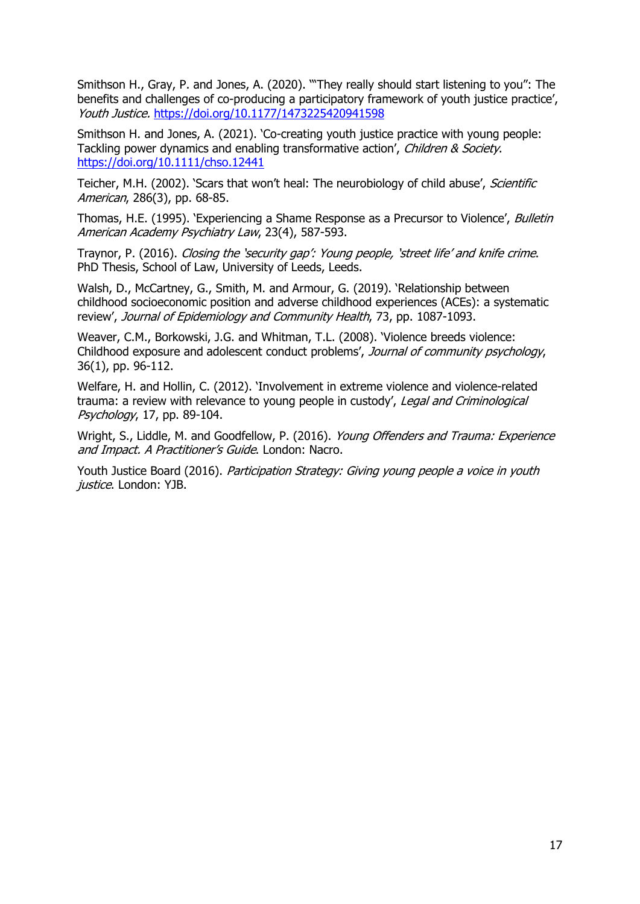Smithson H., Gray, P. and Jones, A. (2020). '"They really should start listening to you": The benefits and challenges of co-producing a participatory framework of youth justice practice', *Youth Justice.* https://doi.org/10.1177/1473225420941598

Smithson H. and Jones, A. (2021). 'Co-creating youth justice practice with young people: Tackling power dynamics and enabling transformative action', *Children & Society*. https://doi.org/10.1111/chso.12441

Teicher, M.H. (2002). 'Scars that won't heal: The neurobiology of child abuse', *Scientific American*, 286(3), pp. 68-85.

Thomas, H.E. (1995). 'Experiencing a Shame Response as a Precursor to Violence', *Bulletin American Academy Psychiatry Law*, 23(4), 587-593.

Traynor, P. (2016). *Closing the 'security gap': Young people, 'street life' and knife crime*. PhD Thesis, School of Law, University of Leeds, Leeds.

Walsh, D., McCartney, G., Smith, M. and Armour, G. (2019). 'Relationship between childhood socioeconomic position and adverse childhood experiences (ACEs): a systematic review', *Journal of Epidemiology and Community Health*, 73, pp. 1087-1093.

Weaver, C.M., Borkowski, J.G. and Whitman, T.L. (2008). 'Violence breeds violence: Childhood exposure and adolescent conduct problems', *Journal of community psychology*, 36(1), pp. 96-112.

Welfare, H. and Hollin, C. (2012). 'Involvement in extreme violence and violence-related trauma: a review with relevance to young people in custody', *Legal and Criminological Psychology*, 17, pp. 89-104.

Wright, S., Liddle, M. and Goodfellow, P. (2016). *Young Offenders and Trauma: Experience and Impact. A Practitioner's Guide*. London: Nacro.

Youth Justice Board (2016). *Participation Strategy: Giving young people a voice in youth justice*. London: YJB.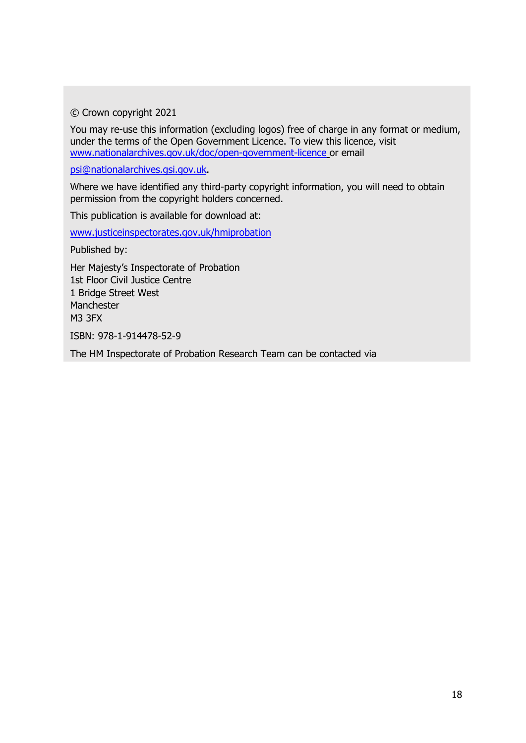© Crown copyright 2021

You may re-use this information (excluding logos) free of charge in any format or medium, under the terms of the Open Government Licence. To view this licence, visit www.nationalarchives.gov.uk/doc/open-government-licence or email

psi@nationalarchives.gsi.gov.uk.

Where we have identified any third-party copyright information, you will need to obtain permission from the copyright holders concerned.

This publication is available for download at:

www.justiceinspectorates.gov.uk/hmiprobation

Published by:

Her Majesty's Inspectorate of Probation
1st Floor Civil Justice Centre
1 Bridge Street West
Manchester
M3 3FX

ISBN: 978-1-914478-52-9

The HM Inspectorate of Probation Research Team can be contacted via